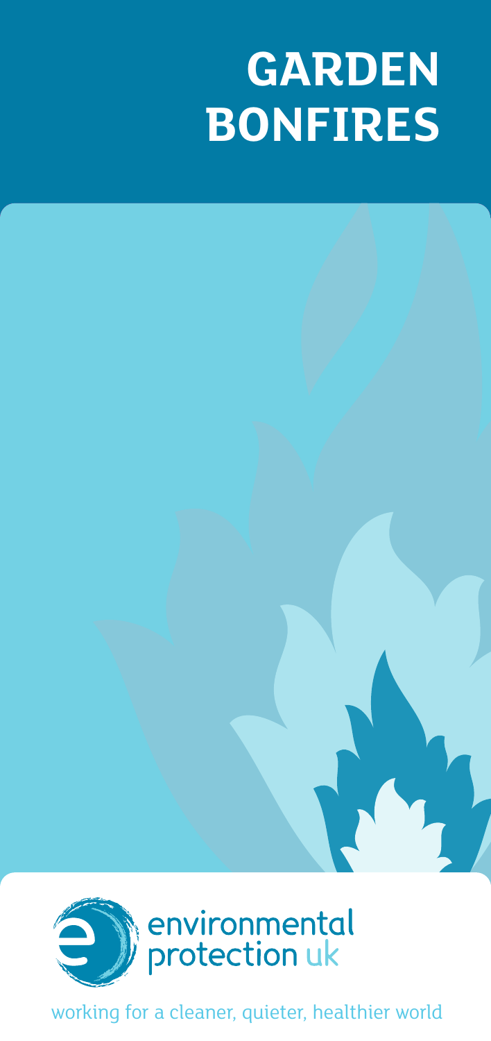# GARDEN BONFIRES

environmental protection uk

working for a cleaner, quieter, healthier world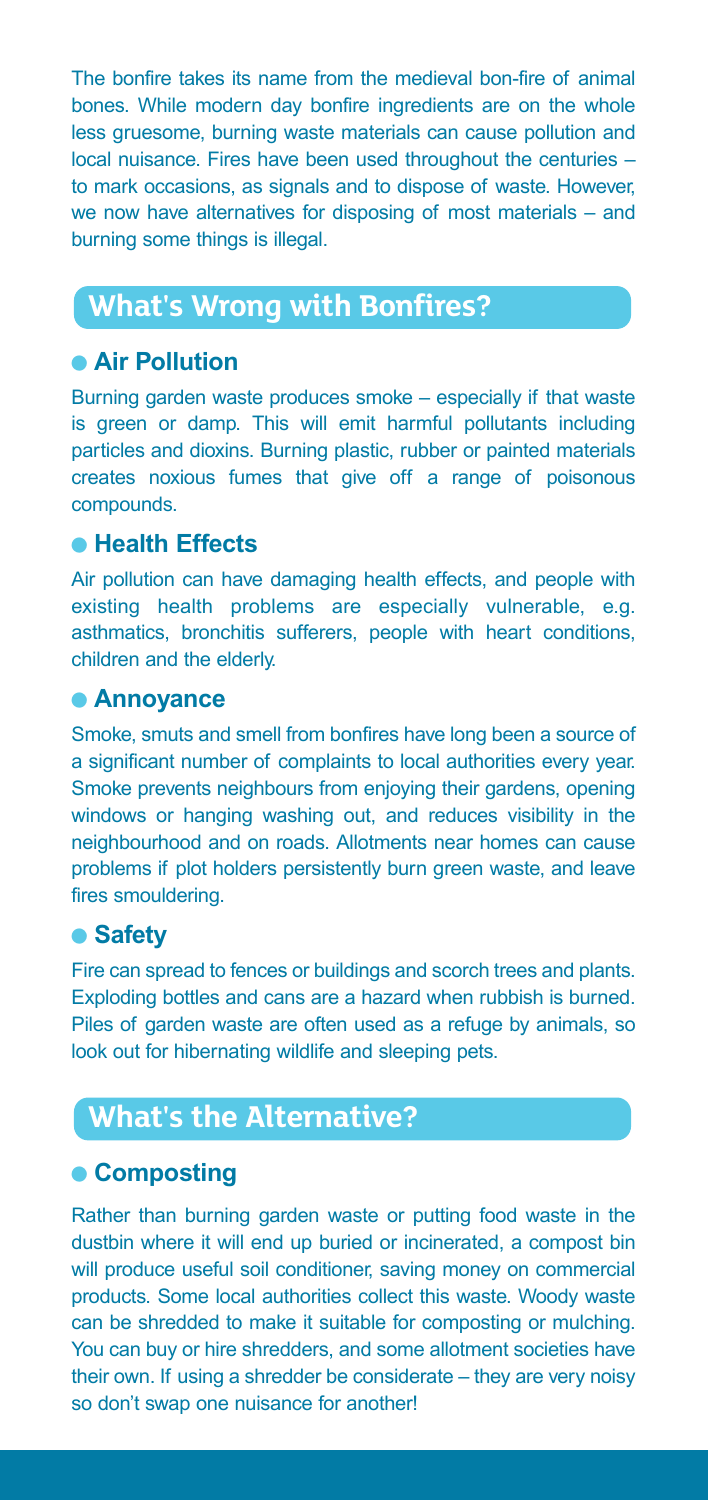The bonfire takes its name from the medieval bon-fire of animal bones. While modern day bonfire ingredients are on the whole less gruesome, burning waste materials can cause pollution and local nuisance. Fires have been used throughout the centuries – to mark occasions, as signals and to dispose of waste. However, we now have alternatives for disposing of most materials – and burning some things is illegal.

## What's Wrong with Bonfires?

### Air Pollution

Burning garden waste produces smoke – especially if that waste is green or damp. This will emit harmful pollutants including particles and dioxins. Burning plastic, rubber or painted materials creates noxious fumes that give off a range of poisonous compounds.

### Health Effects

Air pollution can have damaging health effects, and people with existing health problems are especially vulnerable, e.g. asthmatics, bronchitis sufferers, people with heart conditions, children and the elderly.

### Annoyance

Smoke, smuts and smell from bonfires have long been a source of a significant number of complaints to local authorities every year. Smoke prevents neighbours from enjoying their gardens, opening windows or hanging washing out, and reduces visibility in the neighbourhood and on roads. Allotments near homes can cause problems if plot holders persistently burn green waste, and leave fires smouldering.

### Safety

Fire can spread to fences or buildings and scorch trees and plants. Exploding bottles and cans are a hazard when rubbish is burned. Piles of garden waste are often used as a refuge by animals, so look out for hibernating wildlife and sleeping pets.

## What's the Alternative?

### Composting

Rather than burning garden waste or putting food waste in the dustbin where it will end up buried or incinerated, a compost bin will produce useful soil conditioner, saving money on commercial products. Some local authorities collect this waste. Woody waste can be shredded to make it suitable for composting or mulching. You can buy or hire shredders, and some allotment societies have their own. If using a shredder be considerate – they are very noisy so don't swap one nuisance for another!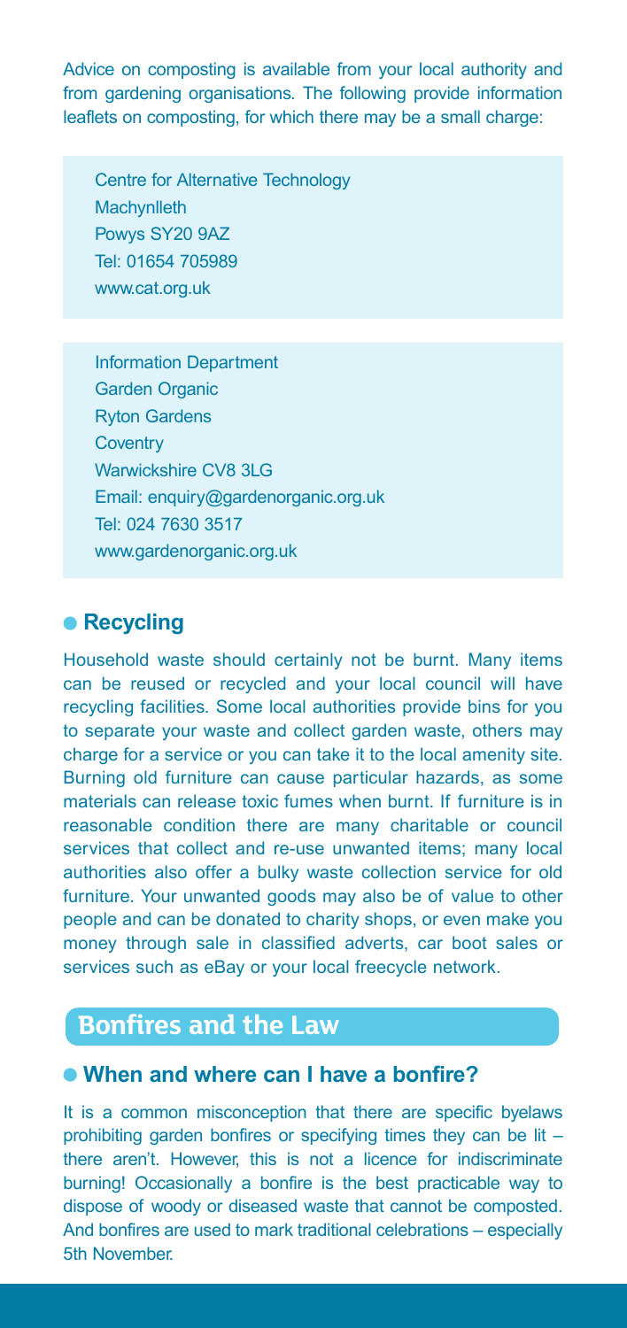Advice on composting is available from your local authority and from gardening organisations. The following provide information leaflets on composting, for which there may be a small charge:

Centre for Alternative Technology
Machynlleth
Powys SY20 9AZ
Tel: 01654 705989
www.cat.org.uk

Information Department
Garden Organic
Ryton Gardens
Coventry
Warwickshire CV8 3LG
Email: enquiry@gardenorganic.org.uk
Tel: 024 7630 3517
www.gardenorganic.org.uk

### Recycling

Household waste should certainly not be burnt. Many items can be reused or recycled and your local council will have recycling facilities. Some local authorities provide bins for you to separate your waste and collect garden waste, others may charge for a service or you can take it to the local amenity site. Burning old furniture can cause particular hazards, as some materials can release toxic fumes when burnt. If furniture is in reasonable condition there are many charitable or council services that collect and re-use unwanted items; many local authorities also offer a bulky waste collection service for old furniture. Your unwanted goods may also be of value to other people and can be donated to charity shops, or even make you money through sale in classified adverts, car boot sales or services such as eBay or your local freecycle network.

## Bonfires and the Law

### When and where can I have a bonfire?

It is a common misconception that there are specific byelaws prohibiting garden bonfires or specifying times they can be lit – there aren't. However, this is not a licence for indiscriminate burning! Occasionally a bonfire is the best practicable way to dispose of woody or diseased waste that cannot be composted. And bonfires are used to mark traditional celebrations – especially 5th November.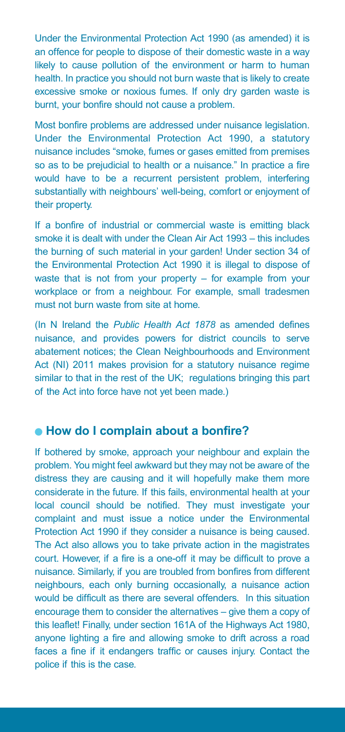Under the Environmental Protection Act 1990 (as amended) it is an offence for people to dispose of their domestic waste in a way likely to cause pollution of the environment or harm to human health. In practice you should not burn waste that is likely to create excessive smoke or noxious fumes. If only dry garden waste is burnt, your bonfire should not cause a problem.

Most bonfire problems are addressed under nuisance legislation. Under the Environmental Protection Act 1990, a statutory nuisance includes "smoke, fumes or gases emitted from premises so as to be prejudicial to health or a nuisance." In practice a fire would have to be a recurrent persistent problem, interfering substantially with neighbours' well-being, comfort or enjoyment of their property.

If a bonfire of industrial or commercial waste is emitting black smoke it is dealt with under the Clean Air Act 1993 – this includes the burning of such material in your garden! Under section 34 of the Environmental Protection Act 1990 it is illegal to dispose of waste that is not from your property – for example from your workplace or from a neighbour. For example, small tradesmen must not burn waste from site at home.

(In N Ireland the *Public Health Act 1878* as amended defines nuisance, and provides powers for district councils to serve abatement notices; the Clean Neighbourhoods and Environment Act (NI) 2011 makes provision for a statutory nuisance regime similar to that in the rest of the UK; regulations bringing this part of the Act into force have not yet been made.)

## ● How do I complain about a bonfire?

If bothered by smoke, approach your neighbour and explain the problem. You might feel awkward but they may not be aware of the distress they are causing and it will hopefully make them more considerate in the future. If this fails, environmental health at your local council should be notified. They must investigate your complaint and must issue a notice under the Environmental Protection Act 1990 if they consider a nuisance is being caused. The Act also allows you to take private action in the magistrates court. However, if a fire is a one-off it may be difficult to prove a nuisance. Similarly, if you are troubled from bonfires from different neighbours, each only burning occasionally, a nuisance action would be difficult as there are several offenders. In this situation encourage them to consider the alternatives – give them a copy of this leaflet! Finally, under section 161A of the Highways Act 1980, anyone lighting a fire and allowing smoke to drift across a road faces a fine if it endangers traffic or causes injury. Contact the police if this is the case.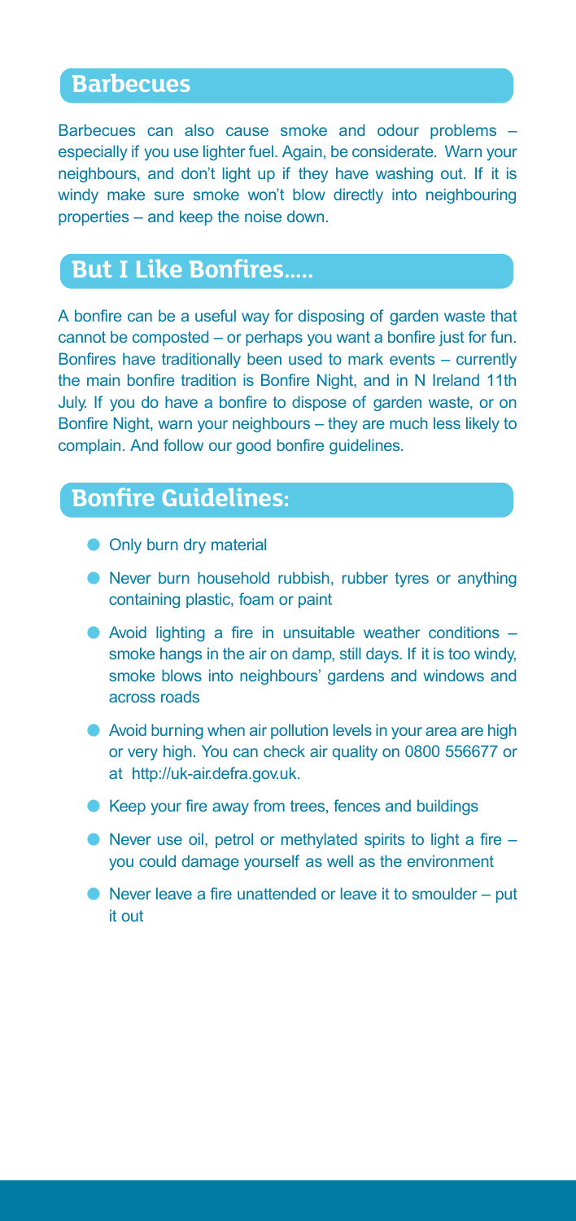## Barbecues

Barbecues can also cause smoke and odour problems – especially if you use lighter fuel. Again, be considerate. Warn your neighbours, and don't light up if they have washing out. If it is windy make sure smoke won't blow directly into neighbouring properties – and keep the noise down.

## But I Like Bonfires.....

A bonfire can be a useful way for disposing of garden waste that cannot be composted – or perhaps you want a bonfire just for fun. Bonfires have traditionally been used to mark events – currently the main bonfire tradition is Bonfire Night, and in N Ireland 11th July. If you do have a bonfire to dispose of garden waste, or on Bonfire Night, warn your neighbours – they are much less likely to complain. And follow our good bonfire guidelines.

## Bonfire Guidelines:

- Only burn dry material
- Never burn household rubbish, rubber tyres or anything containing plastic, foam or paint
- Avoid lighting a fire in unsuitable weather conditions – smoke hangs in the air on damp, still days. If it is too windy, smoke blows into neighbours' gardens and windows and across roads
- Avoid burning when air pollution levels in your area are high or very high. You can check air quality on 0800 556677 or at http://uk-air.defra.gov.uk.
- Keep your fire away from trees, fences and buildings
- Never use oil, petrol or methylated spirits to light a fire – you could damage yourself as well as the environment
- Never leave a fire unattended or leave it to smoulder – put it out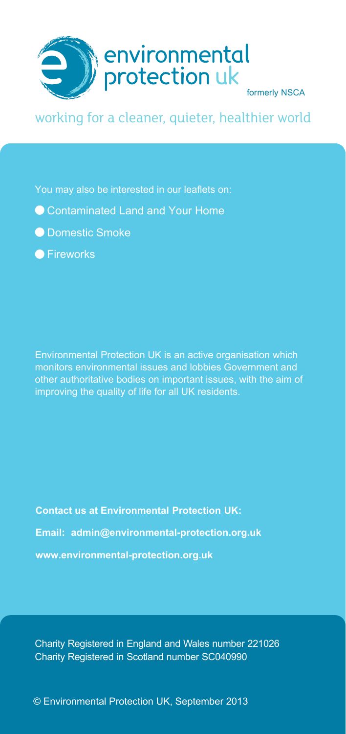# environmental protection uk

formerly NSCA

working for a cleaner, quieter, healthier world

You may also be interested in our leaflets on:

- Contaminated Land and Your Home
- Domestic Smoke
- Fireworks

Environmental Protection UK is an active organisation which monitors environmental issues and lobbies Government and other authoritative bodies on important issues, with the aim of improving the quality of life for all UK residents.

**Contact us at Environmental Protection UK:**

**Email: admin@environmental-protection.org.uk**

**www.environmental-protection.org.uk**

Charity Registered in England and Wales number 221026
Charity Registered in Scotland number SC040990

© Environmental Protection UK, September 2013